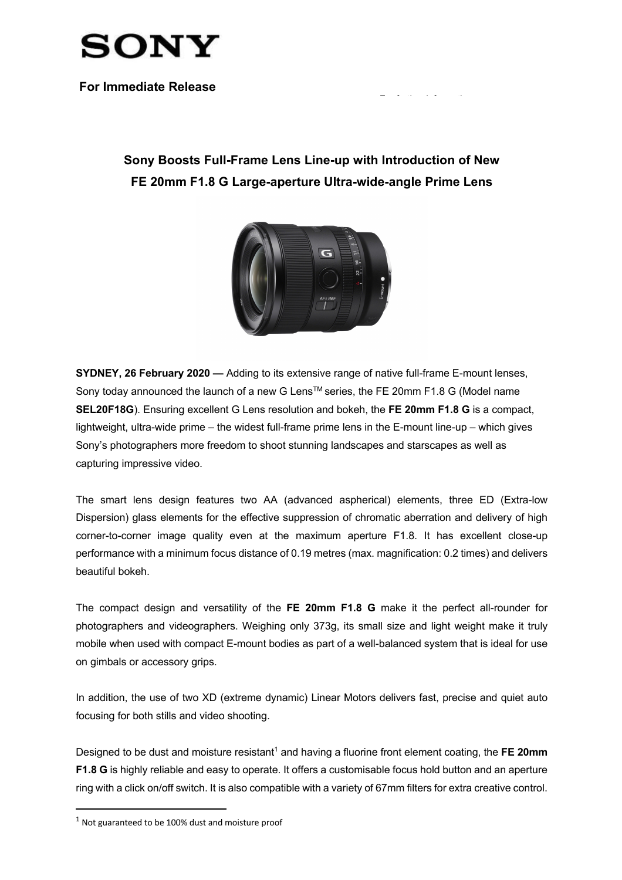# SONY

**For Immediate Release**

## Sony Boosts Full-Frame Lens Line-up with Introduction of New FE 20mm F1.8 G Large-aperture Ultra-wide-angle Prime Lens

**SYDNEY, 26 February 2020 —** Adding to its extensive range of native full-frame E-mount lenses, Sony today announced the launch of a new G Lens™ series, the FE 20mm F1.8 G (Model name **SEL20F18G**). Ensuring excellent G Lens resolution and bokeh, the **FE 20mm F1.8 G** is a compact, lightweight, ultra-wide prime – the widest full-frame prime lens in the E-mount line-up – which gives Sony's photographers more freedom to shoot stunning landscapes and starscapes as well as capturing impressive video.

The smart lens design features two AA (advanced aspherical) elements, three ED (Extra-low Dispersion) glass elements for the effective suppression of chromatic aberration and delivery of high corner-to-corner image quality even at the maximum aperture F1.8. It has excellent close-up performance with a minimum focus distance of 0.19 metres (max. magnification: 0.2 times) and delivers beautiful bokeh.

The compact design and versatility of the **FE 20mm F1.8 G** make it the perfect all-rounder for photographers and videographers. Weighing only 373g, its small size and light weight make it truly mobile when used with compact E-mount bodies as part of a well-balanced system that is ideal for use on gimbals or accessory grips.

In addition, the use of two XD (extreme dynamic) Linear Motors delivers fast, precise and quiet auto focusing for both stills and video shooting.

Designed to be dust and moisture resistant[1] and having a fluorine front element coating, the **FE 20mm F1.8 G** is highly reliable and easy to operate. It offers a customisable focus hold button and an aperture ring with a click on/off switch. It is also compatible with a variety of 67mm filters for extra creative control.

---

[1] Not guaranteed to be 100% dust and moisture proof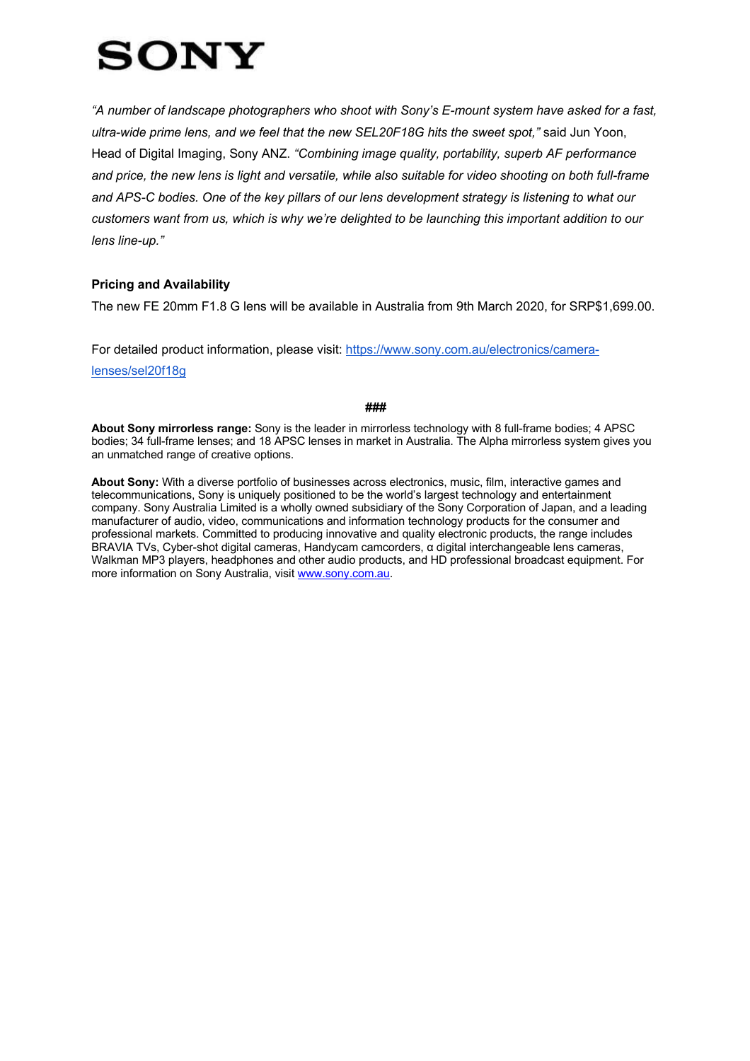*"A number of landscape photographers who shoot with Sony's E-mount system have asked for a fast, ultra-wide prime lens, and we feel that the new SEL20F18G hits the sweet spot,"* said Jun Yoon, Head of Digital Imaging, Sony ANZ. *"Combining image quality, portability, superb AF performance and price, the new lens is light and versatile, while also suitable for video shooting on both full-frame and APS-C bodies. One of the key pillars of our lens development strategy is listening to what our customers want from us, which is why we're delighted to be launching this important addition to our lens line-up."*

**Pricing and Availability**

The new FE 20mm F1.8 G lens will be available in Australia from 9th March 2020, for SRP$1,699.00.

For detailed product information, please visit: [https://www.sony.com.au/electronics/camera-lenses/sel20f18g](https://www.sony.com.au/electronics/camera-lenses/sel20f18g)

**###**

**About Sony mirrorless range:** Sony is the leader in mirrorless technology with 8 full-frame bodies; 4 APSC bodies; 34 full-frame lenses; and 18 APSC lenses in market in Australia. The Alpha mirrorless system gives you an unmatched range of creative options.

**About Sony:** With a diverse portfolio of businesses across electronics, music, film, interactive games and telecommunications, Sony is uniquely positioned to be the world's largest technology and entertainment company. Sony Australia Limited is a wholly owned subsidiary of the Sony Corporation of Japan, and a leading manufacturer of audio, video, communications and information technology products for the consumer and professional markets. Committed to producing innovative and quality electronic products, the range includes BRAVIA TVs, Cyber-shot digital cameras, Handycam camcorders, α digital interchangeable lens cameras, Walkman MP3 players, headphones and other audio products, and HD professional broadcast equipment. For more information on Sony Australia, visit [www.sony.com.au](www.sony.com.au).